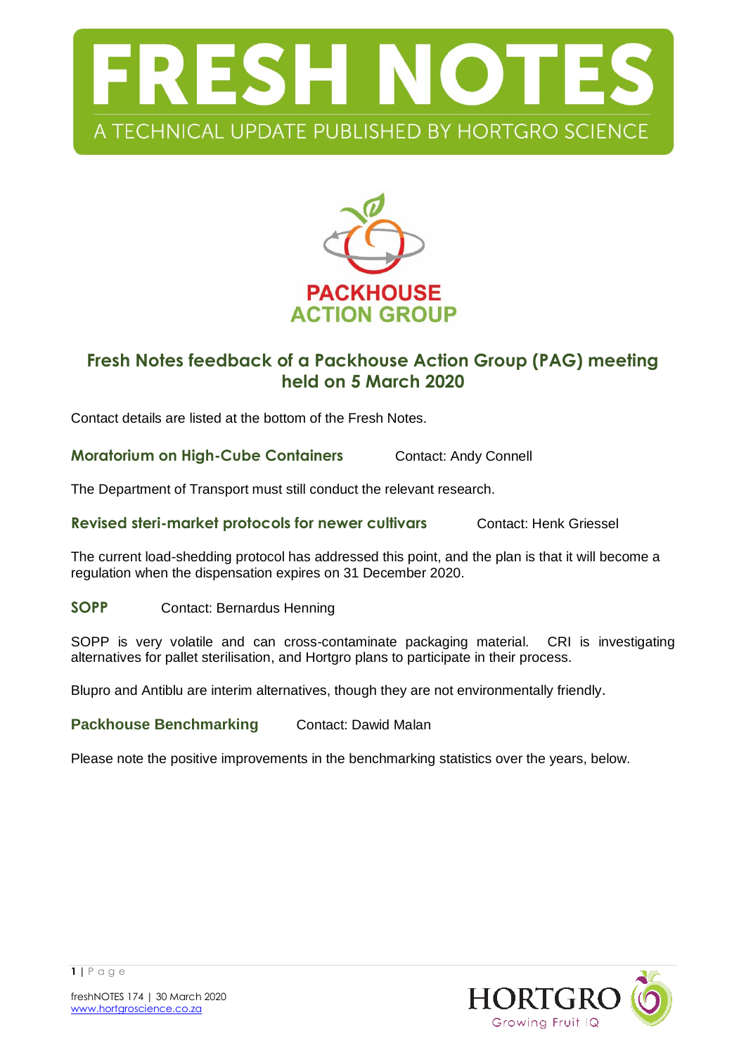# FRESH NOTES

A TECHNICAL UPDATE PUBLISHED BY HORTGRO SCIENCE

PACKHOUSE ACTION GROUP

## Fresh Notes feedback of a Packhouse Action Group (PAG) meeting held on 5 March 2020

Contact details are listed at the bottom of the Fresh Notes.

### Moratorium on High-Cube Containers

Contact: Andy Connell

The Department of Transport must still conduct the relevant research.

### Revised steri-market protocols for newer cultivars

Contact: Henk Griessel

The current load-shedding protocol has addressed this point, and the plan is that it will become a regulation when the dispensation expires on 31 December 2020.

### SOPP

Contact: Bernardus Henning

SOPP is very volatile and can cross-contaminate packaging material. CRI is investigating alternatives for pallet sterilisation, and Hortgro plans to participate in their process.

Blupro and Antiblu are interim alternatives, though they are not environmentally friendly.

### Packhouse Benchmarking

Contact: Dawid Malan

Please note the positive improvements in the benchmarking statistics over the years, below.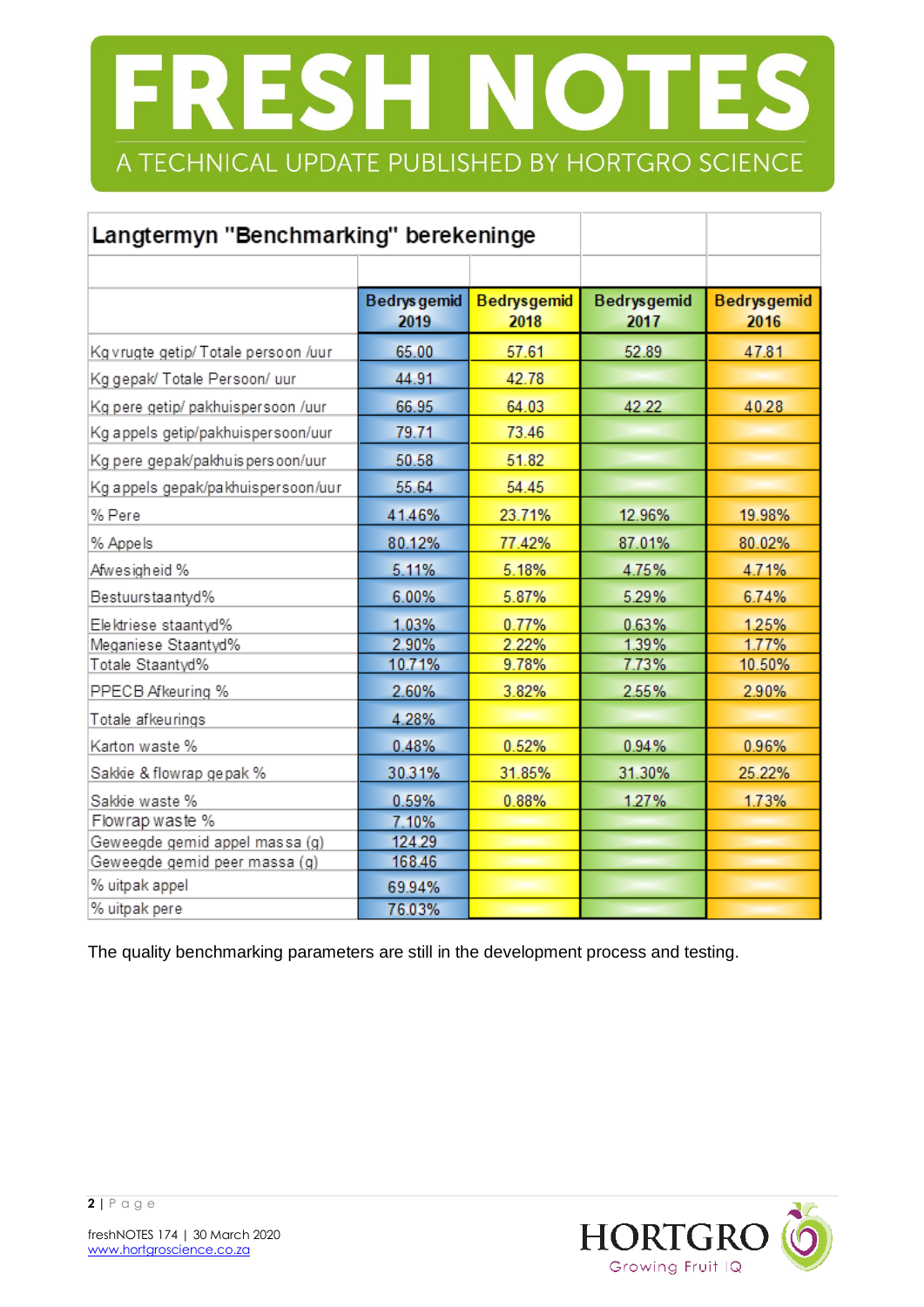# FRESH NOTES

A TECHNICAL UPDATE PUBLISHED BY HORTGRO SCIENCE

| Langtermyn "Benchmarking" berekeninge | | | | |
|---|---|---|---|---|
| | Bedrysgemid 2019 | Bedrysgemid 2018 | Bedrysgemid 2017 | Bedrysgemid 2016 |
| Kg vrugte getip/ Totale persoon /uur | 65.00 | 57.61 | 52.89 | 47.81 |
| Kg gepak/ Totale Persoon/ uur | 44.91 | 42.78 | | |
| Kg pere getip/ pakhuispersoon /uur | 66.95 | 64.03 | 42.22 | 40.28 |
| Kg appels getip/pakhuispersoon/uur | 79.71 | 73.46 | | |
| Kg pere gepak/pakhuispersoon/uur | 50.58 | 51.82 | | |
| Kg appels gepak/pakhuispersoon/uur | 55.64 | 54.45 | | |
| % Pere | 41.46% | 23.71% | 12.96% | 19.98% |
| % Appels | 80.12% | 77.42% | 87.01% | 80.02% |
| Afwesigheid % | 5.11% | 5.18% | 4.75% | 4.71% |
| Bestuurstaantyd% | 6.00% | 5.87% | 5.29% | 6.74% |
| Elektriese staantyd% | 1.03% | 0.77% | 0.63% | 1.25% |
| Meganiese Staantyd% | 2.90% | 2.22% | 1.39% | 1.77% |
| Totale Staantyd% | 10.71% | 9.78% | 7.73% | 10.50% |
| PPECB Afkeuring % | 2.60% | 3.82% | 2.55% | 2.90% |
| Totale afkeurings | 4.28% | | | |
| Karton waste % | 0.48% | 0.52% | 0.94% | 0.96% |
| Sakkie & flowrap gepak % | 30.31% | 31.85% | 31.30% | 25.22% |
| Sakkie waste % | 0.59% | 0.88% | 1.27% | 1.73% |
| Flowrap waste % | 7.10% | | | |
| Geweegde gemid appel massa (g) | 124.29 | | | |
| Geweegde gemid peer massa (g) | 168.46 | | | |
| % uitpak appel | 69.94% | | | |
| % uitpak pere | 76.03% | | | |

The quality benchmarking parameters are still in the development process and testing.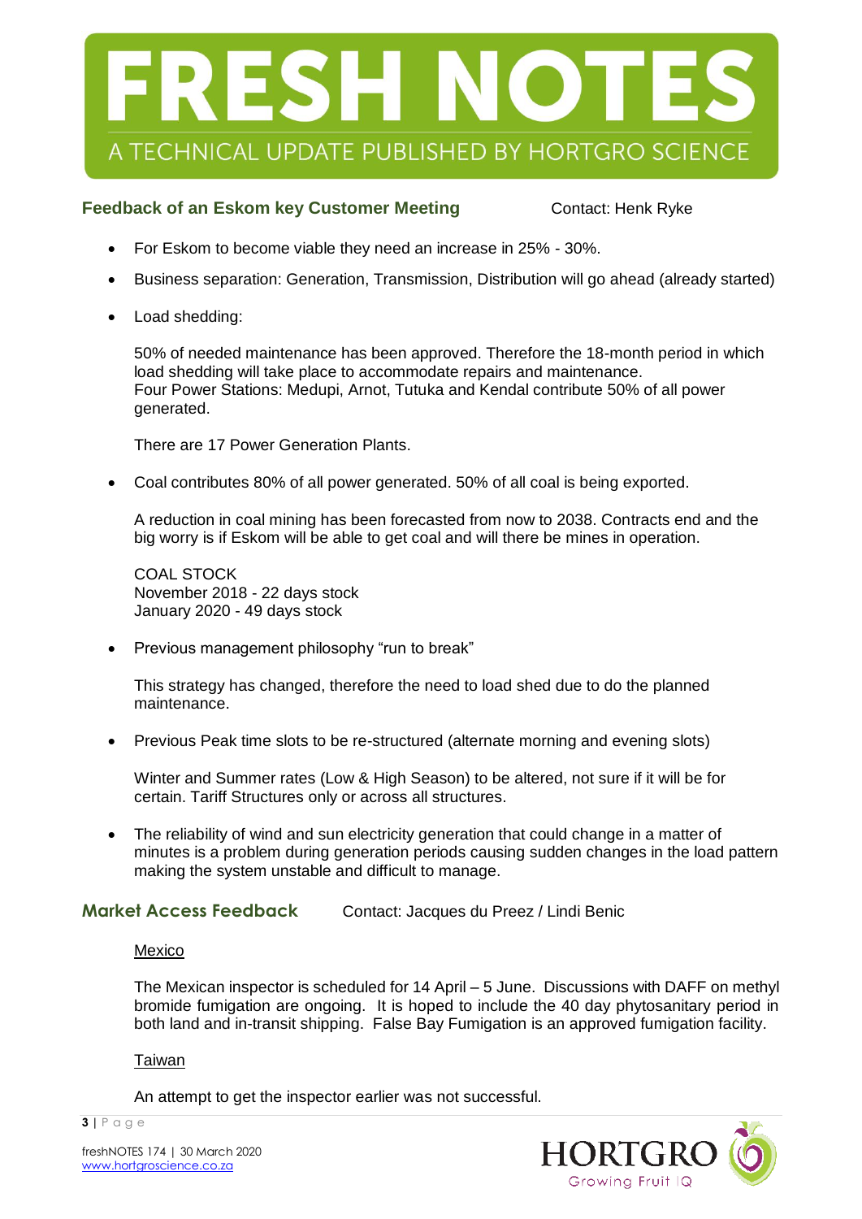# FRESH NOTES

A TECHNICAL UPDATE PUBLISHED BY HORTGRO SCIENCE

## Feedback of an Eskom key Customer Meeting

Contact: Henk Ryke

- For Eskom to become viable they need an increase in 25% - 30%.
- Business separation: Generation, Transmission, Distribution will go ahead (already started)
- Load shedding:

  50% of needed maintenance has been approved. Therefore the 18-month period in which load shedding will take place to accommodate repairs and maintenance.
  Four Power Stations: Medupi, Arnot, Tutuka and Kendal contribute 50% of all power generated.

  There are 17 Power Generation Plants.

- Coal contributes 80% of all power generated. 50% of all coal is being exported.

  A reduction in coal mining has been forecasted from now to 2038. Contracts end and the big worry is if Eskom will be able to get coal and will there be mines in operation.

  COAL STOCK
  November 2018 - 22 days stock
  January 2020 - 49 days stock

- Previous management philosophy "run to break"

  This strategy has changed, therefore the need to load shed due to do the planned maintenance.

- Previous Peak time slots to be re-structured (alternate morning and evening slots)

  Winter and Summer rates (Low & High Season) to be altered, not sure if it will be for certain. Tariff Structures only or across all structures.

- The reliability of wind and sun electricity generation that could change in a matter of minutes is a problem during generation periods causing sudden changes in the load pattern making the system unstable and difficult to manage.

## Market Access Feedback

Contact: Jacques du Preez / Lindi Benic

Mexico

The Mexican inspector is scheduled for 14 April – 5 June. Discussions with DAFF on methyl bromide fumigation are ongoing. It is hoped to include the 40 day phytosanitary period in both land and in-transit shipping. False Bay Fumigation is an approved fumigation facility.

Taiwan

An attempt to get the inspector earlier was not successful.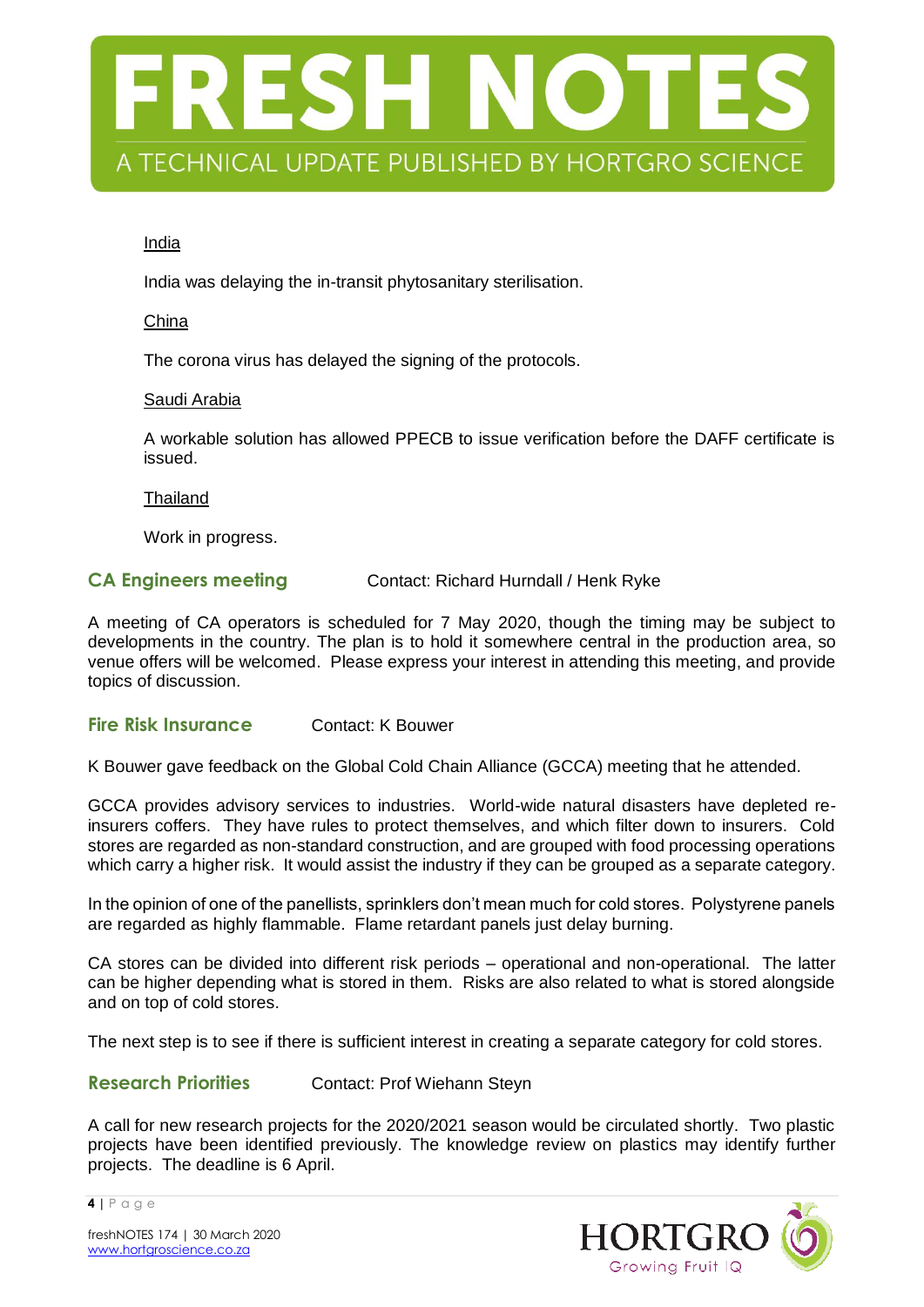India

India was delaying the in-transit phytosanitary sterilisation.

China

The corona virus has delayed the signing of the protocols.

Saudi Arabia

A workable solution has allowed PPECB to issue verification before the DAFF certificate is issued.

Thailand

Work in progress.

## CA Engineers meeting

Contact: Richard Hurndall / Henk Ryke

A meeting of CA operators is scheduled for 7 May 2020, though the timing may be subject to developments in the country. The plan is to hold it somewhere central in the production area, so venue offers will be welcomed. Please express your interest in attending this meeting, and provide topics of discussion.

## Fire Risk Insurance

Contact: K Bouwer

K Bouwer gave feedback on the Global Cold Chain Alliance (GCCA) meeting that he attended.

GCCA provides advisory services to industries. World-wide natural disasters have depleted re-insurers coffers. They have rules to protect themselves, and which filter down to insurers. Cold stores are regarded as non-standard construction, and are grouped with food processing operations which carry a higher risk. It would assist the industry if they can be grouped as a separate category.

In the opinion of one of the panellists, sprinklers don't mean much for cold stores. Polystyrene panels are regarded as highly flammable. Flame retardant panels just delay burning.

CA stores can be divided into different risk periods – operational and non-operational. The latter can be higher depending what is stored in them. Risks are also related to what is stored alongside and on top of cold stores.

The next step is to see if there is sufficient interest in creating a separate category for cold stores.

## Research Priorities

Contact: Prof Wiehann Steyn

A call for new research projects for the 2020/2021 season would be circulated shortly. Two plastic projects have been identified previously. The knowledge review on plastics may identify further projects. The deadline is 6 April.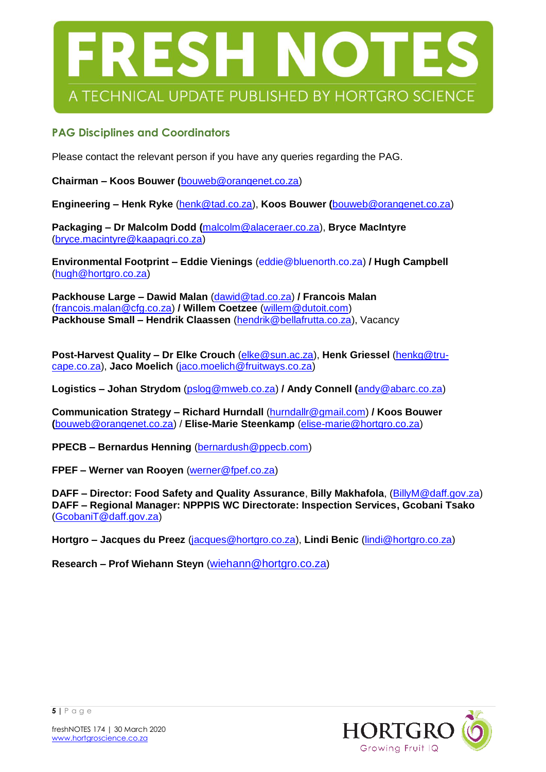## PAG Disciplines and Coordinators

Please contact the relevant person if you have any queries regarding the PAG.

**Chairman – Koos Bouwer (**bouweb@orangenet.co.za)

**Engineering – Henk Ryke** (henk@tad.co.za), **Koos Bouwer (**bouweb@orangenet.co.za)

**Packaging – Dr Malcolm Dodd (**malcolm@alaceraer.co.za), **Bryce MacIntyre** (bryce.macintyre@kaapagri.co.za)

**Environmental Footprint – Eddie Vienings** (eddie@bluenorth.co.za) **/ Hugh Campbell** (hugh@hortgro.co.za)

**Packhouse Large – Dawid Malan** (dawid@tad.co.za) **/ Francois Malan** (francois.malan@cfg.co.za) **/ Willem Coetzee** (willem@dutoit.com)
**Packhouse Small – Hendrik Claassen** (hendrik@bellafrutta.co.za), Vacancy

**Post-Harvest Quality – Dr Elke Crouch** (elke@sun.ac.za), **Henk Griessel** (henkg@tru-cape.co.za), **Jaco Moelich** (jaco.moelich@fruitways.co.za)

**Logistics – Johan Strydom** (pslog@mweb.co.za) **/ Andy Connell (**andy@abarc.co.za)

**Communication Strategy – Richard Hurndall** (hurndallr@gmail.com) **/ Koos Bouwer (**bouweb@orangenet.co.za) / **Elise-Marie Steenkamp** (elise-marie@hortgro.co.za)

**PPECB – Bernardus Henning** (bernardush@ppecb.com)

**FPEF – Werner van Rooyen** (werner@fpef.co.za)

**DAFF – Director: Food Safety and Quality Assurance**, **Billy Makhafola**, (BillyM@daff.gov.za)
**DAFF – Regional Manager: NPPPIS WC Directorate: Inspection Services, Gcobani Tsako** (GcobaniT@daff.gov.za)

**Hortgro – Jacques du Preez** (jacques@hortgro.co.za), **Lindi Benic** (lindi@hortgro.co.za)

**Research – Prof Wiehann Steyn** (wiehann@hortgro.co.za)